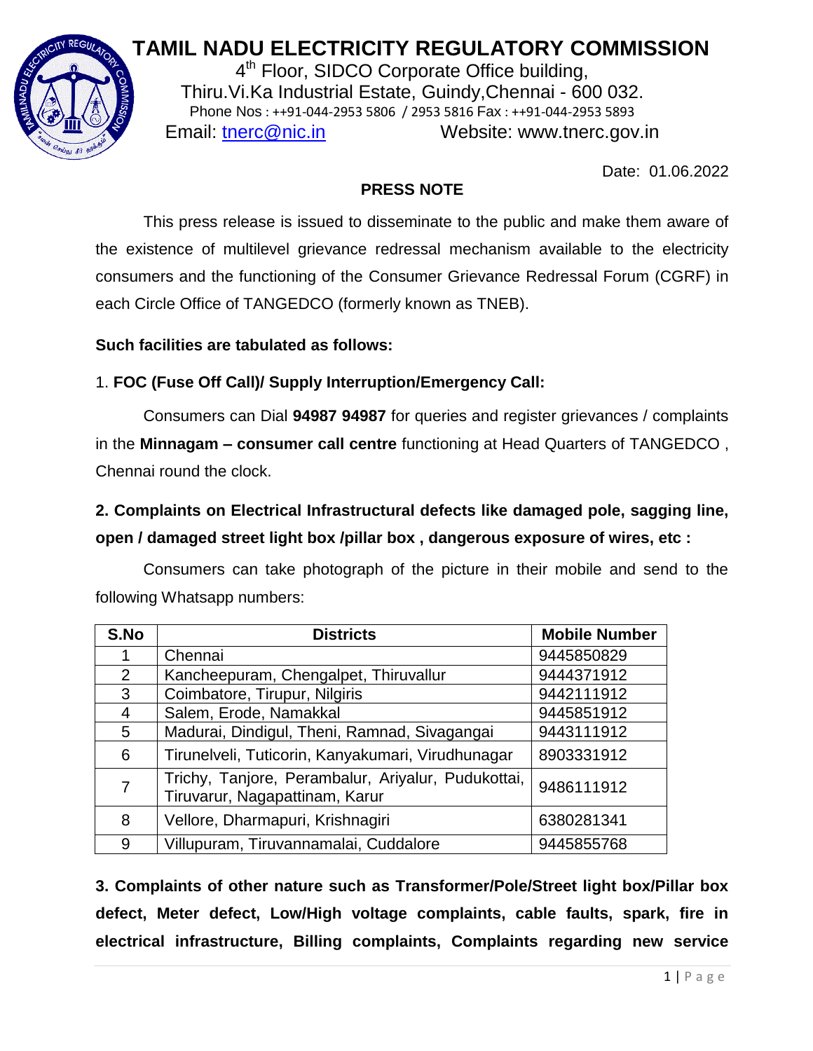# TAMIL NADU ELECTRICITY REGULATORY COMMISSION

4th Floor, SIDCO Corporate Office building,
Thiru.Vi.Ka Industrial Estate, Guindy,Chennai - 600 032.
Phone Nos : ++91-044-2953 5806 / 2953 5816 Fax : ++91-044-2953 5893
Email: tnerc@nic.in Website: www.tnerc.gov.in

Date: 01.06.2022

## PRESS NOTE

This press release is issued to disseminate to the public and make them aware of the existence of multilevel grievance redressal mechanism available to the electricity consumers and the functioning of the Consumer Grievance Redressal Forum (CGRF) in each Circle Office of TANGEDCO (formerly known as TNEB).

**Such facilities are tabulated as follows:**

1. **FOC (Fuse Off Call)/ Supply Interruption/Emergency Call:**

Consumers can Dial **94987 94987** for queries and register grievances / complaints in the **Minnagam – consumer call centre** functioning at Head Quarters of TANGEDCO , Chennai round the clock.

**2. Complaints on Electrical Infrastructural defects like damaged pole, sagging line, open / damaged street light box /pillar box , dangerous exposure of wires, etc :**

Consumers can take photograph of the picture in their mobile and send to the following Whatsapp numbers:

| S.No | Districts | Mobile Number |
|---|---|---|
| 1 | Chennai | 9445850829 |
| 2 | Kancheepuram, Chengalpet, Thiruvallur | 9444371912 |
| 3 | Coimbatore, Tirupur, Nilgiris | 9442111912 |
| 4 | Salem, Erode, Namakkal | 9445851912 |
| 5 | Madurai, Dindigul, Theni, Ramnad, Sivagangai | 9443111912 |
| 6 | Tirunelveli, Tuticorin, Kanyakumari, Virudhunagar | 8903331912 |
| 7 | Trichy, Tanjore, Perambalur, Ariyalur, Pudukottai, Tiruvarur, Nagapattinam, Karur | 9486111912 |
| 8 | Vellore, Dharmapuri, Krishnagiri | 6380281341 |
| 9 | Villupuram, Tiruvannamalai, Cuddalore | 9445855768 |

**3. Complaints of other nature such as Transformer/Pole/Street light box/Pillar box defect, Meter defect, Low/High voltage complaints, cable faults, spark, fire in electrical infrastructure, Billing complaints, Complaints regarding new service**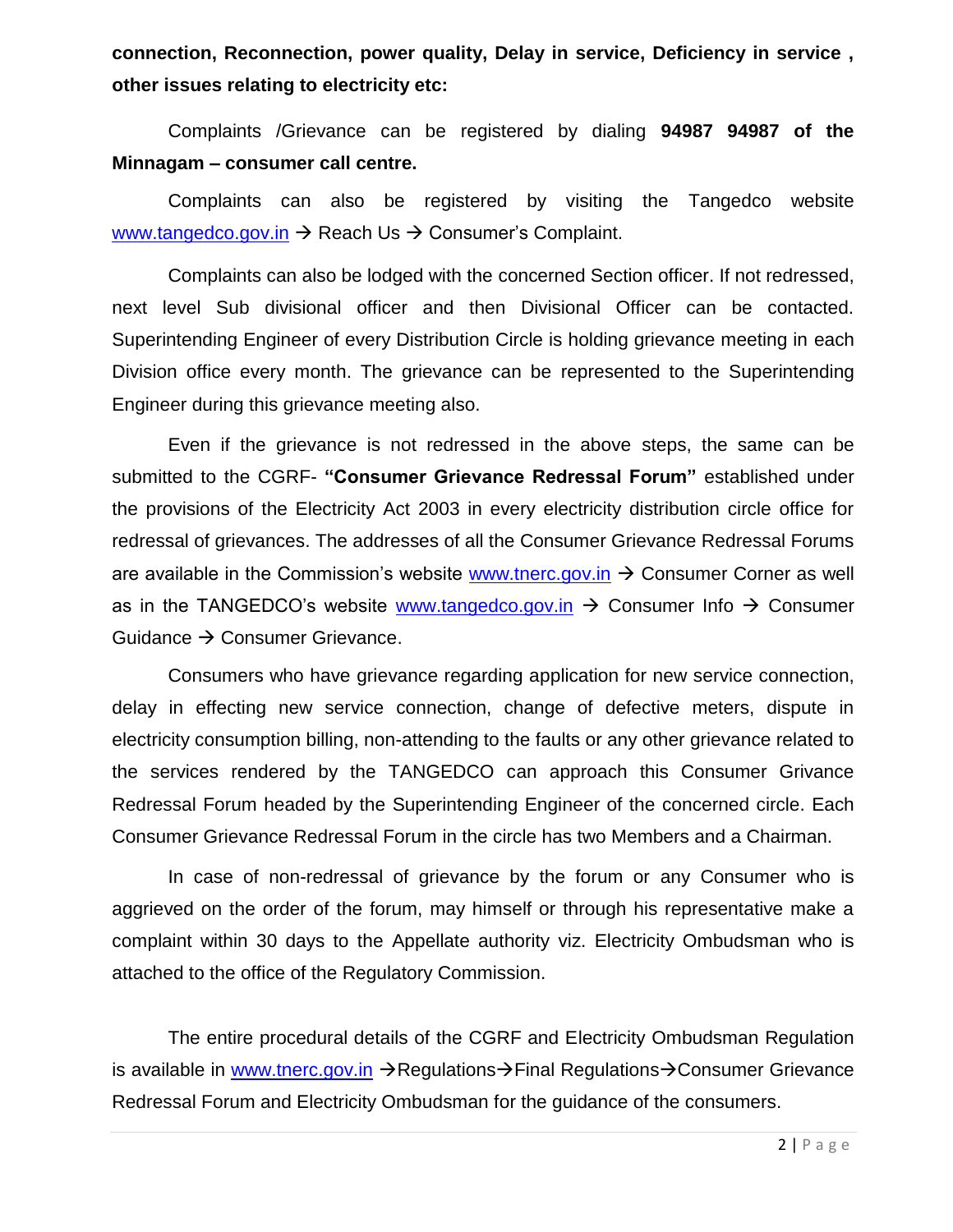**connection, Reconnection, power quality, Delay in service, Deficiency in service , other issues relating to electricity etc:**

Complaints /Grievance can be registered by dialing **94987 94987 of the Minnagam – consumer call centre.**

Complaints can also be registered by visiting the Tangedco website www.tangedco.gov.in → Reach Us → Consumer's Complaint.

Complaints can also be lodged with the concerned Section officer. If not redressed, next level Sub divisional officer and then Divisional Officer can be contacted. Superintending Engineer of every Distribution Circle is holding grievance meeting in each Division office every month. The grievance can be represented to the Superintending Engineer during this grievance meeting also.

Even if the grievance is not redressed in the above steps, the same can be submitted to the CGRF- **"Consumer Grievance Redressal Forum"** established under the provisions of the Electricity Act 2003 in every electricity distribution circle office for redressal of grievances. The addresses of all the Consumer Grievance Redressal Forums are available in the Commission's website www.tnerc.gov.in → Consumer Corner as well as in the TANGEDCO's website www.tangedco.gov.in → Consumer Info → Consumer Guidance → Consumer Grievance.

Consumers who have grievance regarding application for new service connection, delay in effecting new service connection, change of defective meters, dispute in electricity consumption billing, non-attending to the faults or any other grievance related to the services rendered by the TANGEDCO can approach this Consumer Grivance Redressal Forum headed by the Superintending Engineer of the concerned circle. Each Consumer Grievance Redressal Forum in the circle has two Members and a Chairman.

In case of non-redressal of grievance by the forum or any Consumer who is aggrieved on the order of the forum, may himself or through his representative make a complaint within 30 days to the Appellate authority viz. Electricity Ombudsman who is attached to the office of the Regulatory Commission.

The entire procedural details of the CGRF and Electricity Ombudsman Regulation is available in www.tnerc.gov.in →Regulations→Final Regulations→Consumer Grievance Redressal Forum and Electricity Ombudsman for the guidance of the consumers.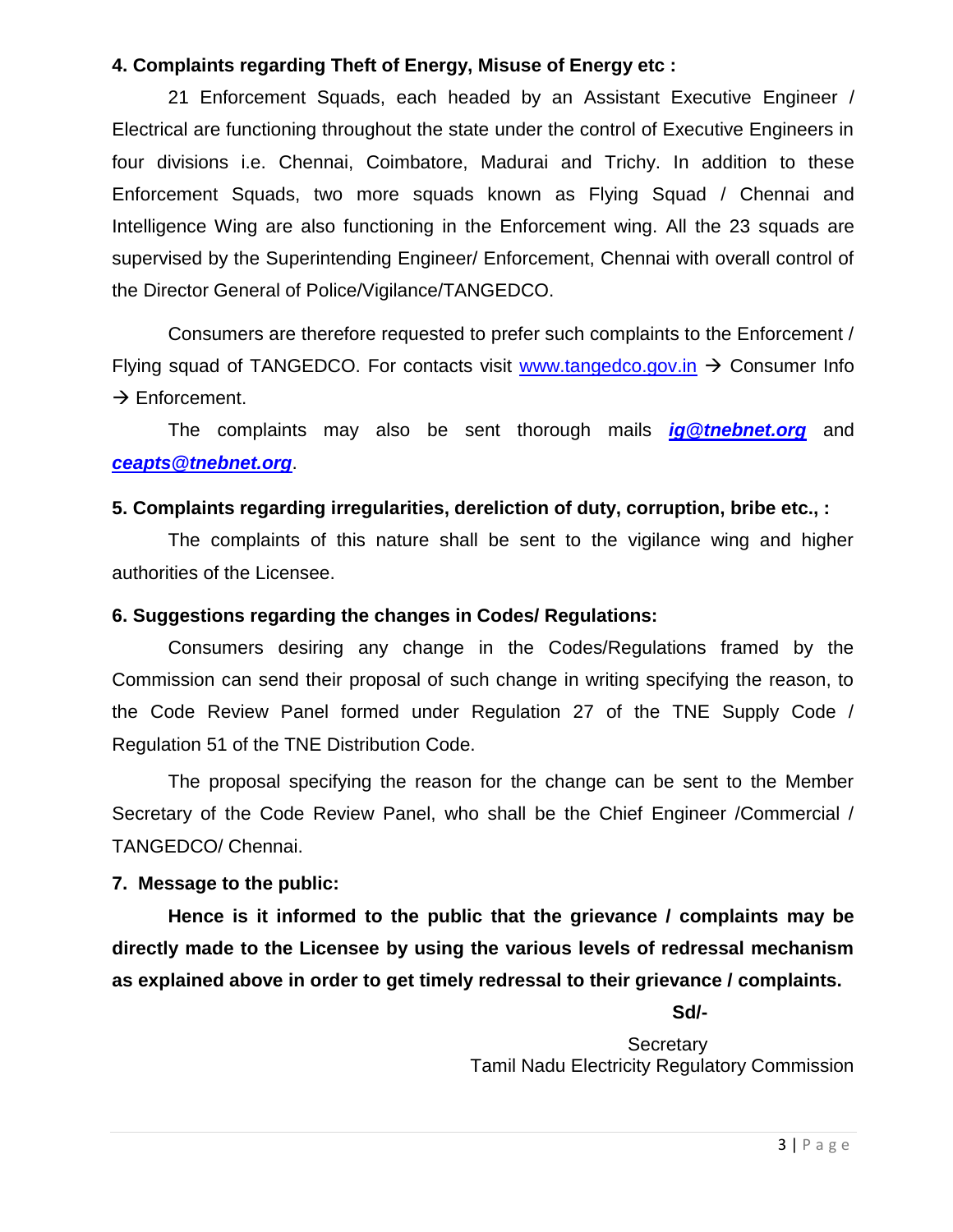**4. Complaints regarding Theft of Energy, Misuse of Energy etc :**

21 Enforcement Squads, each headed by an Assistant Executive Engineer / Electrical are functioning throughout the state under the control of Executive Engineers in four divisions i.e. Chennai, Coimbatore, Madurai and Trichy. In addition to these Enforcement Squads, two more squads known as Flying Squad / Chennai and Intelligence Wing are also functioning in the Enforcement wing. All the 23 squads are supervised by the Superintending Engineer/ Enforcement, Chennai with overall control of the Director General of Police/Vigilance/TANGEDCO.

Consumers are therefore requested to prefer such complaints to the Enforcement / Flying squad of TANGEDCO. For contacts visit www.tangedco.gov.in → Consumer Info → Enforcement.

The complaints may also be sent thorough mails ***ig@tnebnet.org*** and ***ceapts@tnebnet.org***.

**5. Complaints regarding irregularities, dereliction of duty, corruption, bribe etc., :**

The complaints of this nature shall be sent to the vigilance wing and higher authorities of the Licensee.

**6. Suggestions regarding the changes in Codes/ Regulations:**

Consumers desiring any change in the Codes/Regulations framed by the Commission can send their proposal of such change in writing specifying the reason, to the Code Review Panel formed under Regulation 27 of the TNE Supply Code / Regulation 51 of the TNE Distribution Code.

The proposal specifying the reason for the change can be sent to the Member Secretary of the Code Review Panel, who shall be the Chief Engineer /Commercial / TANGEDCO/ Chennai.

**7. Message to the public:**

**Hence is it informed to the public that the grievance / complaints may be directly made to the Licensee by using the various levels of redressal mechanism as explained above in order to get timely redressal to their grievance / complaints.**

**Sd/-**

Secretary
Tamil Nadu Electricity Regulatory Commission